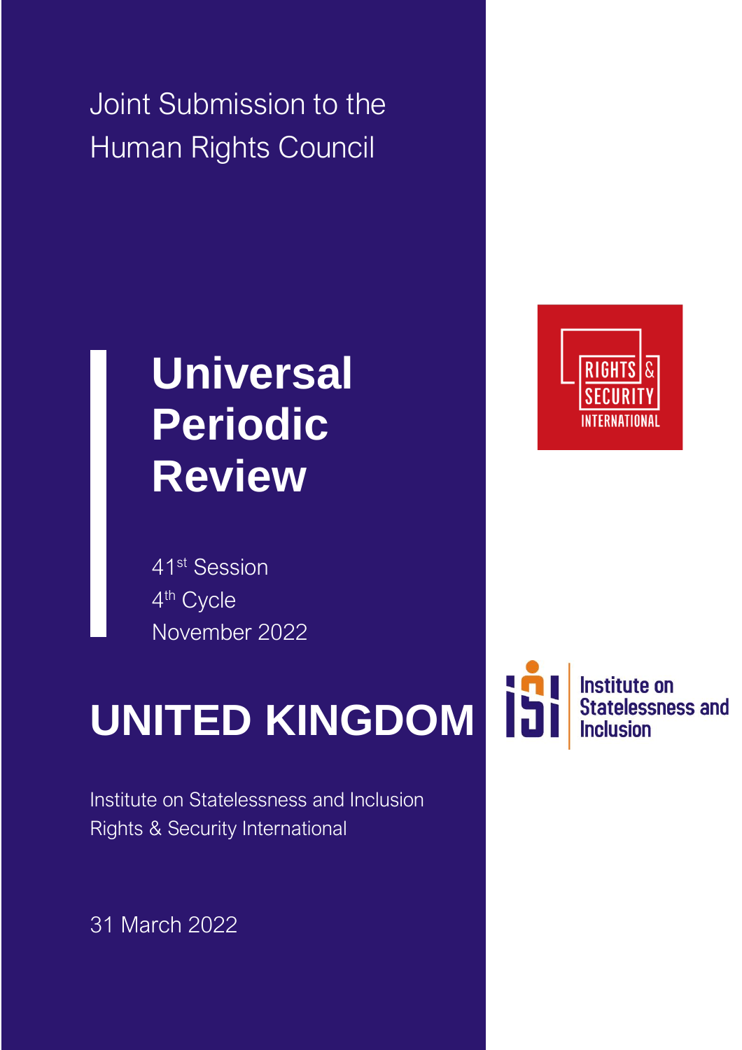Joint Submission to the Human Rights Council

# Universal Periodic Review

41st Session
4th Cycle
November 2022

# UNITED KINGDOM

Institute on Statelessness and Inclusion
Rights & Security International

31 March 2022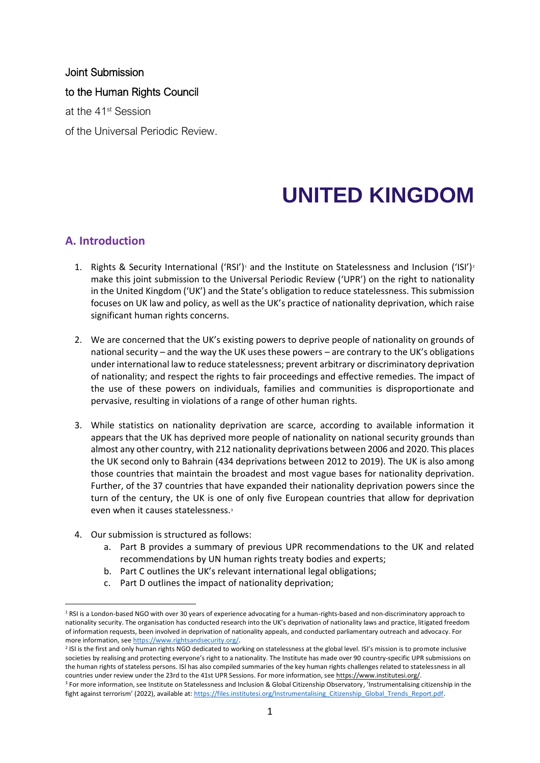Joint Submission

to the Human Rights Council

at the 41st Session

of the Universal Periodic Review.

# UNITED KINGDOM

## A. Introduction

1. Rights & Security International ('RSI')[1] and the Institute on Statelessness and Inclusion ('ISI')[2] make this joint submission to the Universal Periodic Review ('UPR') on the right to nationality in the United Kingdom ('UK') and the State's obligation to reduce statelessness. This submission focuses on UK law and policy, as well as the UK's practice of nationality deprivation, which raise significant human rights concerns.

2. We are concerned that the UK's existing powers to deprive people of nationality on grounds of national security – and the way the UK uses these powers – are contrary to the UK's obligations under international law to reduce statelessness; prevent arbitrary or discriminatory deprivation of nationality; and respect the rights to fair proceedings and effective remedies. The impact of the use of these powers on individuals, families and communities is disproportionate and pervasive, resulting in violations of a range of other human rights.

3. While statistics on nationality deprivation are scarce, according to available information it appears that the UK has deprived more people of nationality on national security grounds than almost any other country, with 212 nationality deprivations between 2006 and 2020. This places the UK second only to Bahrain (434 deprivations between 2012 to 2019). The UK is also among those countries that maintain the broadest and most vague bases for nationality deprivation. Further, of the 37 countries that have expanded their nationality deprivation powers since the turn of the century, the UK is one of only five European countries that allow for deprivation even when it causes statelessness.[3]

4. Our submission is structured as follows:
   a. Part B provides a summary of previous UPR recommendations to the UK and related recommendations by UN human rights treaty bodies and experts;
   b. Part C outlines the UK's relevant international legal obligations;
   c. Part D outlines the impact of nationality deprivation;

---

[1] RSI is a London-based NGO with over 30 years of experience advocating for a human-rights-based and non-discriminatory approach to nationality security. The organisation has conducted research into the UK's deprivation of nationality laws and practice, litigated freedom of information requests, been involved in deprivation of nationality appeals, and conducted parliamentary outreach and advocacy. For more information, see https://www.rightsandsecurity.org/.

[2] ISI is the first and only human rights NGO dedicated to working on statelessness at the global level. ISI's mission is to promote inclusive societies by realising and protecting everyone's right to a nationality. The Institute has made over 90 country-specific UPR submissions on the human rights of stateless persons. ISI has also compiled summaries of the key human rights challenges related to statelessness in all countries under review under the 23rd to the 41st UPR Sessions. For more information, see https://www.institutesi.org/.

[3] For more information, see Institute on Statelessness and Inclusion & Global Citizenship Observatory, 'Instrumentalising citizenship in the fight against terrorism' (2022), available at: https://files.institutesi.org/Instrumentalising_Citizenship_Global_Trends_Report.pdf.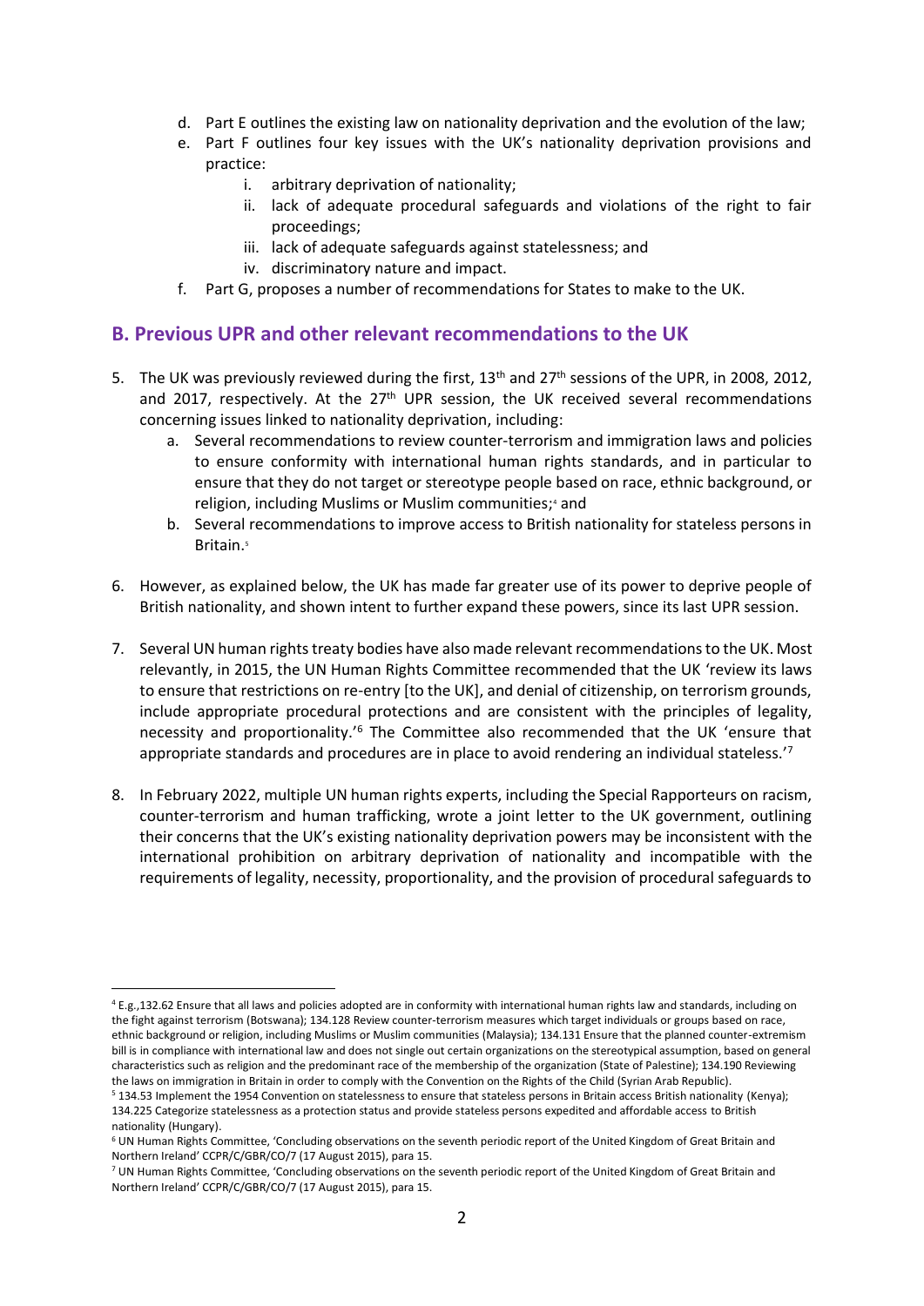d. Part E outlines the existing law on nationality deprivation and the evolution of the law;
e. Part F outlines four key issues with the UK's nationality deprivation provisions and practice:
    i. arbitrary deprivation of nationality;
    ii. lack of adequate procedural safeguards and violations of the right to fair proceedings;
    iii. lack of adequate safeguards against statelessness; and
    iv. discriminatory nature and impact.
f. Part G, proposes a number of recommendations for States to make to the UK.

## B. Previous UPR and other relevant recommendations to the UK

5. The UK was previously reviewed during the first, 13th and 27th sessions of the UPR, in 2008, 2012, and 2017, respectively. At the 27th UPR session, the UK received several recommendations concerning issues linked to nationality deprivation, including:
    a. Several recommendations to review counter-terrorism and immigration laws and policies to ensure conformity with international human rights standards, and in particular to ensure that they do not target or stereotype people based on race, ethnic background, or religion, including Muslims or Muslim communities;[4] and
    b. Several recommendations to improve access to British nationality for stateless persons in Britain.[5]

6. However, as explained below, the UK has made far greater use of its power to deprive people of British nationality, and shown intent to further expand these powers, since its last UPR session.

7. Several UN human rights treaty bodies have also made relevant recommendations to the UK. Most relevantly, in 2015, the UN Human Rights Committee recommended that the UK 'review its laws to ensure that restrictions on re-entry [to the UK], and denial of citizenship, on terrorism grounds, include appropriate procedural protections and are consistent with the principles of legality, necessity and proportionality.'[6] The Committee also recommended that the UK 'ensure that appropriate standards and procedures are in place to avoid rendering an individual stateless.'[7]

8. In February 2022, multiple UN human rights experts, including the Special Rapporteurs on racism, counter-terrorism and human trafficking, wrote a joint letter to the UK government, outlining their concerns that the UK's existing nationality deprivation powers may be inconsistent with the international prohibition on arbitrary deprivation of nationality and incompatible with the requirements of legality, necessity, proportionality, and the provision of procedural safeguards to

---

[4] E.g.,132.62 Ensure that all laws and policies adopted are in conformity with international human rights law and standards, including on the fight against terrorism (Botswana); 134.128 Review counter-terrorism measures which target individuals or groups based on race, ethnic background or religion, including Muslims or Muslim communities (Malaysia); 134.131 Ensure that the planned counter-extremism bill is in compliance with international law and does not single out certain organizations on the stereotypical assumption, based on general characteristics such as religion and the predominant race of the membership of the organization (State of Palestine); 134.190 Reviewing the laws on immigration in Britain in order to comply with the Convention on the Rights of the Child (Syrian Arab Republic).

[5] 134.53 Implement the 1954 Convention on statelessness to ensure that stateless persons in Britain access British nationality (Kenya); 134.225 Categorize statelessness as a protection status and provide stateless persons expedited and affordable access to British nationality (Hungary).

[6] UN Human Rights Committee, 'Concluding observations on the seventh periodic report of the United Kingdom of Great Britain and Northern Ireland' CCPR/C/GBR/CO/7 (17 August 2015), para 15.

[7] UN Human Rights Committee, 'Concluding observations on the seventh periodic report of the United Kingdom of Great Britain and Northern Ireland' CCPR/C/GBR/CO/7 (17 August 2015), para 15.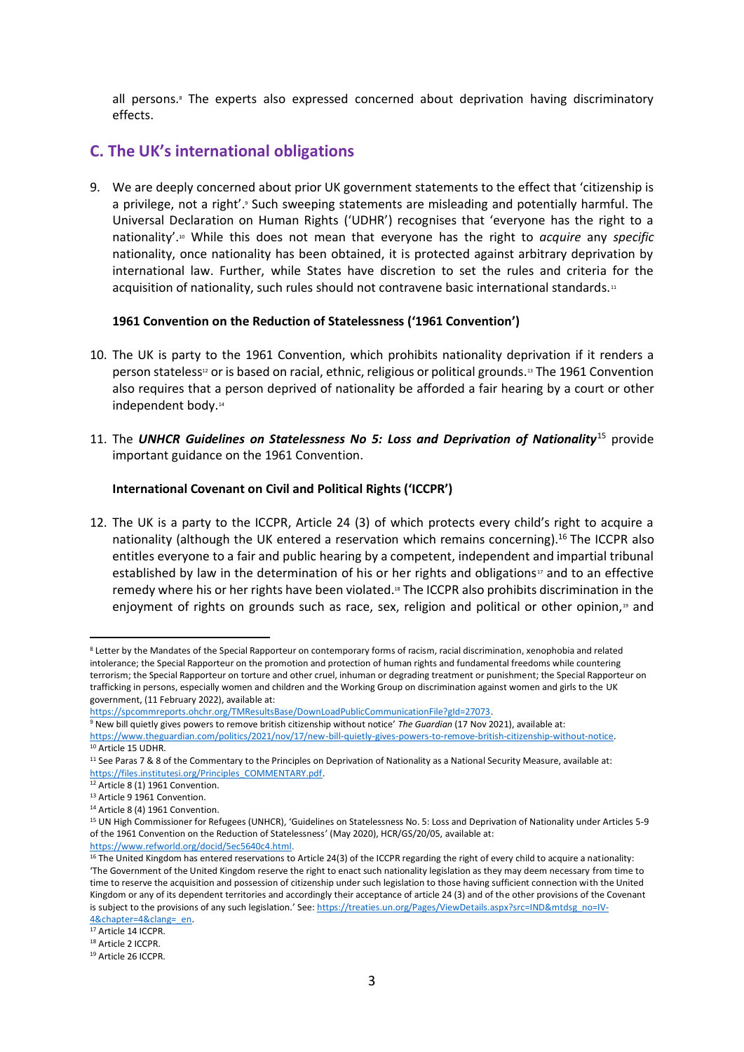all persons.[8] The experts also expressed concerned about deprivation having discriminatory effects.

## C. The UK's international obligations

9. We are deeply concerned about prior UK government statements to the effect that 'citizenship is a privilege, not a right'.[9] Such sweeping statements are misleading and potentially harmful. The Universal Declaration on Human Rights ('UDHR') recognises that 'everyone has the right to a nationality'.[10] While this does not mean that everyone has the right to *acquire* any *specific* nationality, once nationality has been obtained, it is protected against arbitrary deprivation by international law. Further, while States have discretion to set the rules and criteria for the acquisition of nationality, such rules should not contravene basic international standards.[11]

### 1961 Convention on the Reduction of Statelessness ('1961 Convention')

10. The UK is party to the 1961 Convention, which prohibits nationality deprivation if it renders a person stateless[12] or is based on racial, ethnic, religious or political grounds.[13] The 1961 Convention also requires that a person deprived of nationality be afforded a fair hearing by a court or other independent body.[14]

11. The ***UNHCR Guidelines on Statelessness No 5: Loss and Deprivation of Nationality***[15] provide important guidance on the 1961 Convention.

### International Covenant on Civil and Political Rights ('ICCPR')

12. The UK is a party to the ICCPR, Article 24 (3) of which protects every child's right to acquire a nationality (although the UK entered a reservation which remains concerning).[16] The ICCPR also entitles everyone to a fair and public hearing by a competent, independent and impartial tribunal established by law in the determination of his or her rights and obligations[17] and to an effective remedy where his or her rights have been violated.[18] The ICCPR also prohibits discrimination in the enjoyment of rights on grounds such as race, sex, religion and political or other opinion,[19] and

---

[8] Letter by the Mandates of the Special Rapporteur on contemporary forms of racism, racial discrimination, xenophobia and related intolerance; the Special Rapporteur on the promotion and protection of human rights and fundamental freedoms while countering terrorism; the Special Rapporteur on torture and other cruel, inhuman or degrading treatment or punishment; the Special Rapporteur on trafficking in persons, especially women and children and the Working Group on discrimination against women and girls to the UK government, (11 February 2022), available at: https://spcommreports.ohchr.org/TMResultsBase/DownLoadPublicCommunicationFile?gId=27073.

[9] New bill quietly gives powers to remove british citizenship without notice' *The Guardian* (17 Nov 2021), available at: https://www.theguardian.com/politics/2021/nov/17/new-bill-quietly-gives-powers-to-remove-british-citizenship-without-notice.

[10] Article 15 UDHR.

[11] See Paras 7 & 8 of the Commentary to the Principles on Deprivation of Nationality as a National Security Measure, available at: https://files.institutesi.org/Principles_COMMENTARY.pdf.

[12] Article 8 (1) 1961 Convention.

[13] Article 9 1961 Convention.

[14] Article 8 (4) 1961 Convention.

[15] UN High Commissioner for Refugees (UNHCR), 'Guidelines on Statelessness No. 5: Loss and Deprivation of Nationality under Articles 5-9 of the 1961 Convention on the Reduction of Statelessness' (May 2020), HCR/GS/20/05, available at: https://www.refworld.org/docid/5ec5640c4.html.

[16] The United Kingdom has entered reservations to Article 24(3) of the ICCPR regarding the right of every child to acquire a nationality: 'The Government of the United Kingdom reserve the right to enact such nationality legislation as they may deem necessary from time to time to reserve the acquisition and possession of citizenship under such legislation to those having sufficient connection with the United Kingdom or any of its dependent territories and accordingly their acceptance of article 24 (3) and of the other provisions of the Covenant is subject to the provisions of any such legislation.' See: https://treaties.un.org/Pages/ViewDetails.aspx?src=IND&mtdsg_no=IV-4&chapter=4&clang=_en.

[17] Article 14 ICCPR.

[18] Article 2 ICCPR.

[19] Article 26 ICCPR.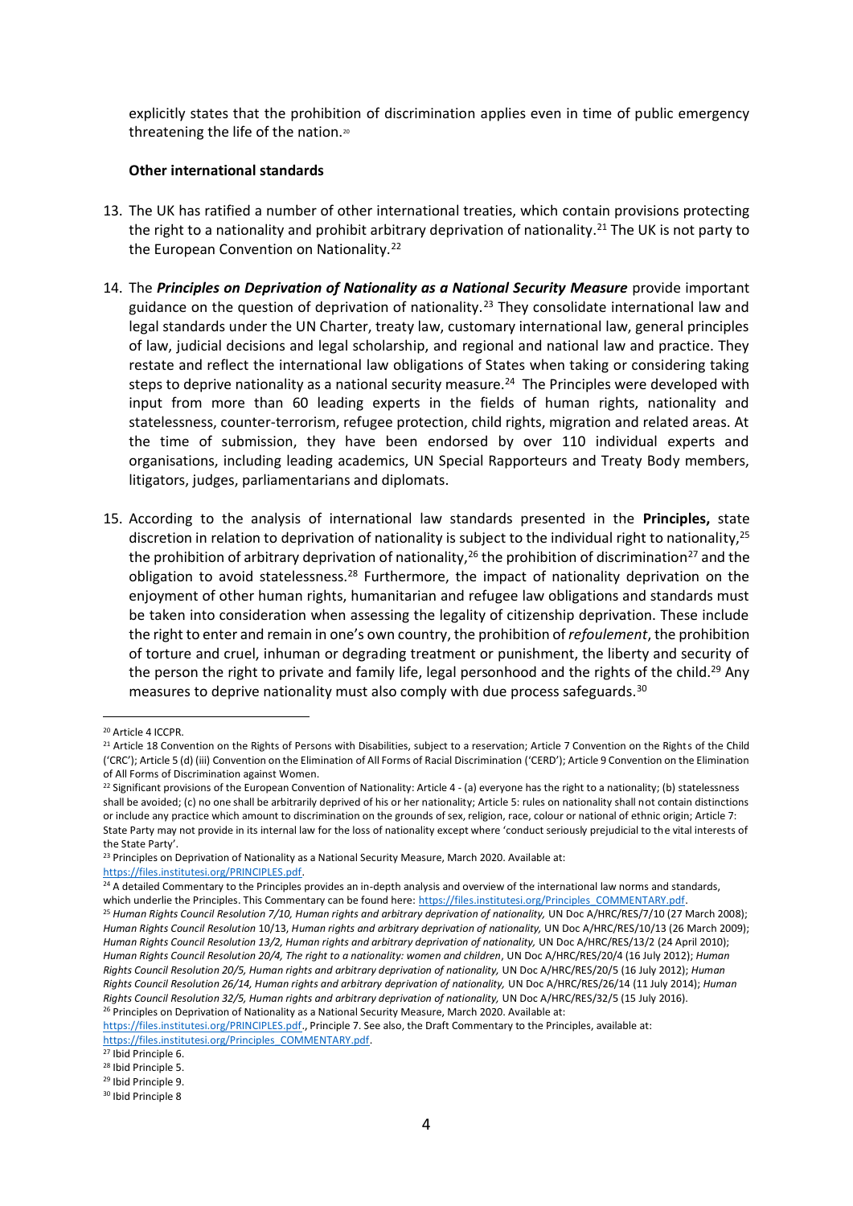explicitly states that the prohibition of discrimination applies even in time of public emergency threatening the life of the nation.[20]

**Other international standards**

13. The UK has ratified a number of other international treaties, which contain provisions protecting the right to a nationality and prohibit arbitrary deprivation of nationality.[21] The UK is not party to the European Convention on Nationality.[22]

14. The ***Principles on Deprivation of Nationality as a National Security Measure*** provide important guidance on the question of deprivation of nationality.[23] They consolidate international law and legal standards under the UN Charter, treaty law, customary international law, general principles of law, judicial decisions and legal scholarship, and regional and national law and practice. They restate and reflect the international law obligations of States when taking or considering taking steps to deprive nationality as a national security measure.[24] The Principles were developed with input from more than 60 leading experts in the fields of human rights, nationality and statelessness, counter-terrorism, refugee protection, child rights, migration and related areas. At the time of submission, they have been endorsed by over 110 individual experts and organisations, including leading academics, UN Special Rapporteurs and Treaty Body members, litigators, judges, parliamentarians and diplomats.

15. According to the analysis of international law standards presented in the **Principles,** state discretion in relation to deprivation of nationality is subject to the individual right to nationality,[25] the prohibition of arbitrary deprivation of nationality,[26] the prohibition of discrimination[27] and the obligation to avoid statelessness.[28] Furthermore, the impact of nationality deprivation on the enjoyment of other human rights, humanitarian and refugee law obligations and standards must be taken into consideration when assessing the legality of citizenship deprivation. These include the right to enter and remain in one's own country, the prohibition of *refoulement*, the prohibition of torture and cruel, inhuman or degrading treatment or punishment, the liberty and security of the person the right to private and family life, legal personhood and the rights of the child.[29] Any measures to deprive nationality must also comply with due process safeguards.[30]

---

[20] Article 4 ICCPR.

[21] Article 18 Convention on the Rights of Persons with Disabilities, subject to a reservation; Article 7 Convention on the Rights of the Child ('CRC'); Article 5 (d) (iii) Convention on the Elimination of All Forms of Racial Discrimination ('CERD'); Article 9 Convention on the Elimination of All Forms of Discrimination against Women.

[22] Significant provisions of the European Convention of Nationality: Article 4 - (a) everyone has the right to a nationality; (b) statelessness shall be avoided; (c) no one shall be arbitrarily deprived of his or her nationality; Article 5: rules on nationality shall not contain distinctions or include any practice which amount to discrimination on the grounds of sex, religion, race, colour or national of ethnic origin; Article 7: State Party may not provide in its internal law for the loss of nationality except where 'conduct seriously prejudicial to the vital interests of the State Party'.

[23] Principles on Deprivation of Nationality as a National Security Measure, March 2020. Available at: https://files.institutesi.org/PRINCIPLES.pdf.

[24] A detailed Commentary to the Principles provides an in-depth analysis and overview of the international law norms and standards, which underlie the Principles. This Commentary can be found here: https://files.institutesi.org/Principles_COMMENTARY.pdf.

[25] *Human Rights Council Resolution 7/10, Human rights and arbitrary deprivation of nationality,* UN Doc A/HRC/RES/7/10 (27 March 2008); *Human Rights Council Resolution* 10/13, *Human rights and arbitrary deprivation of nationality,* UN Doc A/HRC/RES/10/13 (26 March 2009); *Human Rights Council Resolution 13/2, Human rights and arbitrary deprivation of nationality,* UN Doc A/HRC/RES/13/2 (24 April 2010); *Human Rights Council Resolution 20/4, The right to a nationality: women and children*, UN Doc A/HRC/RES/20/4 (16 July 2012); *Human Rights Council Resolution 20/5, Human rights and arbitrary deprivation of nationality,* UN Doc A/HRC/RES/20/5 (16 July 2012); *Human Rights Council Resolution 26/14, Human rights and arbitrary deprivation of nationality,* UN Doc A/HRC/RES/26/14 (11 July 2014); *Human Rights Council Resolution 32/5, Human rights and arbitrary deprivation of nationality,* UN Doc A/HRC/RES/32/5 (15 July 2016).

[26] Principles on Deprivation of Nationality as a National Security Measure, March 2020. Available at: https://files.institutesi.org/PRINCIPLES.pdf., Principle 7. See also, the Draft Commentary to the Principles, available at: https://files.institutesi.org/Principles_COMMENTARY.pdf.

[27] Ibid Principle 6.

[28] Ibid Principle 5.

[29] Ibid Principle 9.

[30] Ibid Principle 8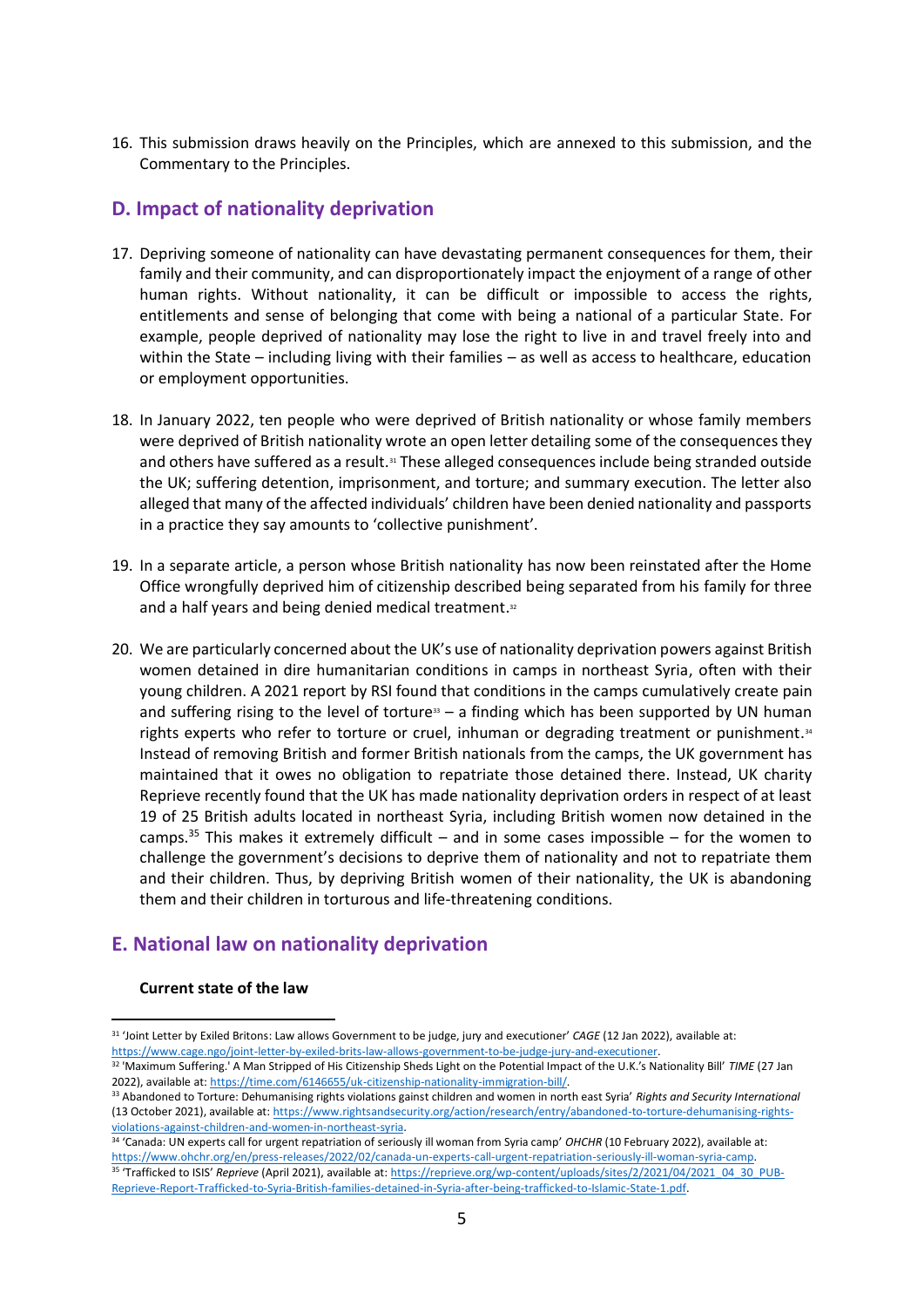16. This submission draws heavily on the Principles, which are annexed to this submission, and the Commentary to the Principles.

## D. Impact of nationality deprivation

17. Depriving someone of nationality can have devastating permanent consequences for them, their family and their community, and can disproportionately impact the enjoyment of a range of other human rights. Without nationality, it can be difficult or impossible to access the rights, entitlements and sense of belonging that come with being a national of a particular State. For example, people deprived of nationality may lose the right to live in and travel freely into and within the State – including living with their families – as well as access to healthcare, education or employment opportunities.

18. In January 2022, ten people who were deprived of British nationality or whose family members were deprived of British nationality wrote an open letter detailing some of the consequences they and others have suffered as a result.[31] These alleged consequences include being stranded outside the UK; suffering detention, imprisonment, and torture; and summary execution. The letter also alleged that many of the affected individuals' children have been denied nationality and passports in a practice they say amounts to 'collective punishment'.

19. In a separate article, a person whose British nationality has now been reinstated after the Home Office wrongfully deprived him of citizenship described being separated from his family for three and a half years and being denied medical treatment.[32]

20. We are particularly concerned about the UK's use of nationality deprivation powers against British women detained in dire humanitarian conditions in camps in northeast Syria, often with their young children. A 2021 report by RSI found that conditions in the camps cumulatively create pain and suffering rising to the level of torture[33] – a finding which has been supported by UN human rights experts who refer to torture or cruel, inhuman or degrading treatment or punishment.[34] Instead of removing British and former British nationals from the camps, the UK government has maintained that it owes no obligation to repatriate those detained there. Instead, UK charity Reprieve recently found that the UK has made nationality deprivation orders in respect of at least 19 of 25 British adults located in northeast Syria, including British women now detained in the camps.[35] This makes it extremely difficult – and in some cases impossible – for the women to challenge the government's decisions to deprive them of nationality and not to repatriate them and their children. Thus, by depriving British women of their nationality, the UK is abandoning them and their children in torturous and life-threatening conditions.

## E. National law on nationality deprivation

**Current state of the law**

---

[31] 'Joint Letter by Exiled Britons: Law allows Government to be judge, jury and executioner' *CAGE* (12 Jan 2022), available at: https://www.cage.ngo/joint-letter-by-exiled-brits-law-allows-government-to-be-judge-jury-and-executioner.

[32] 'Maximum Suffering.' A Man Stripped of His Citizenship Sheds Light on the Potential Impact of the U.K.'s Nationality Bill' *TIME* (27 Jan 2022), available at: https://time.com/6146655/uk-citizenship-nationality-immigration-bill/.

[33] Abandoned to Torture: Dehumanising rights violations gainst children and women in north east Syria' *Rights and Security International* (13 October 2021), available at: https://www.rightsandsecurity.org/action/research/entry/abandoned-to-torture-dehumanising-rights-violations-against-children-and-women-in-northeast-syria.

[34] 'Canada: UN experts call for urgent repatriation of seriously ill woman from Syria camp' *OHCHR* (10 February 2022), available at: https://www.ohchr.org/en/press-releases/2022/02/canada-un-experts-call-urgent-repatriation-seriously-ill-woman-syria-camp.

[35] 'Trafficked to ISIS' *Reprieve* (April 2021), available at: https://reprieve.org/wp-content/uploads/sites/2/2021/04/2021_04_30_PUB-Reprieve-Report-Trafficked-to-Syria-British-families-detained-in-Syria-after-being-trafficked-to-Islamic-State-1.pdf.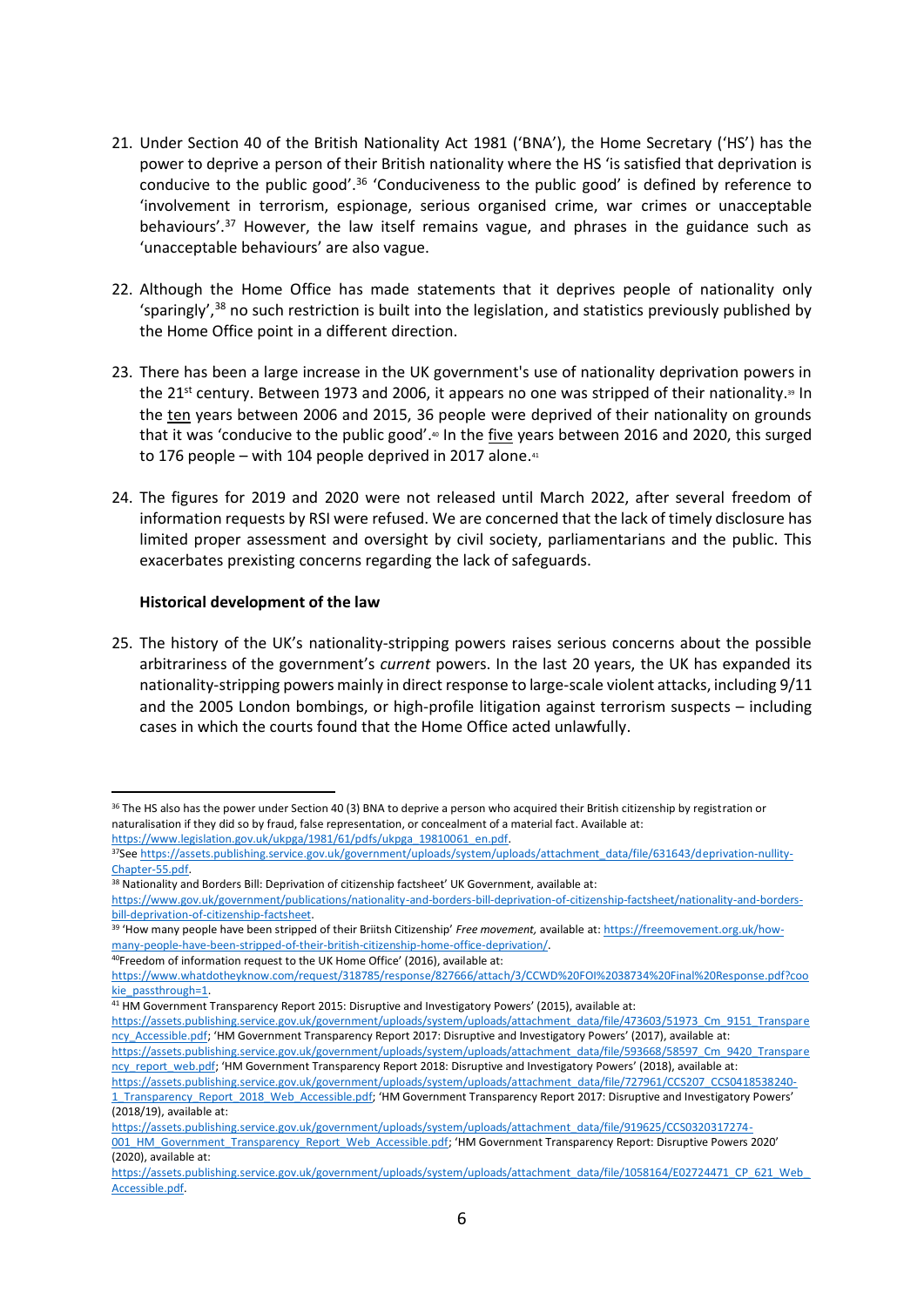21. Under Section 40 of the British Nationality Act 1981 ('BNA'), the Home Secretary ('HS') has the power to deprive a person of their British nationality where the HS 'is satisfied that deprivation is conducive to the public good'.[36] 'Conduciveness to the public good' is defined by reference to 'involvement in terrorism, espionage, serious organised crime, war crimes or unacceptable behaviours'.[37] However, the law itself remains vague, and phrases in the guidance such as 'unacceptable behaviours' are also vague.

22. Although the Home Office has made statements that it deprives people of nationality only 'sparingly',[38] no such restriction is built into the legislation, and statistics previously published by the Home Office point in a different direction.

23. There has been a large increase in the UK government's use of nationality deprivation powers in the 21st century. Between 1973 and 2006, it appears no one was stripped of their nationality.[39] In the <u>ten</u> years between 2006 and 2015, 36 people were deprived of their nationality on grounds that it was 'conducive to the public good'.[40] In the <u>five</u> years between 2016 and 2020, this surged to 176 people – with 104 people deprived in 2017 alone.[41]

24. The figures for 2019 and 2020 were not released until March 2022, after several freedom of information requests by RSI were refused. We are concerned that the lack of timely disclosure has limited proper assessment and oversight by civil society, parliamentarians and the public. This exacerbates prexisting concerns regarding the lack of safeguards.

**Historical development of the law**

25. The history of the UK's nationality-stripping powers raises serious concerns about the possible arbitrariness of the government's *current* powers. In the last 20 years, the UK has expanded its nationality-stripping powers mainly in direct response to large-scale violent attacks, including 9/11 and the 2005 London bombings, or high-profile litigation against terrorism suspects – including cases in which the courts found that the Home Office acted unlawfully.

---

[36] The HS also has the power under Section 40 (3) BNA to deprive a person who acquired their British citizenship by registration or naturalisation if they did so by fraud, false representation, or concealment of a material fact. Available at: https://www.legislation.gov.uk/ukpga/1981/61/pdfs/ukpga_19810061_en.pdf.

[37] See https://assets.publishing.service.gov.uk/government/uploads/system/uploads/attachment_data/file/631643/deprivation-nullity-Chapter-55.pdf.

[38] Nationality and Borders Bill: Deprivation of citizenship factsheet' UK Government, available at: https://www.gov.uk/government/publications/nationality-and-borders-bill-deprivation-of-citizenship-factsheet/nationality-and-borders-bill-deprivation-of-citizenship-factsheet.

[39] 'How many people have been stripped of their Briitsh Citizenship' *Free movement,* available at: https://freemovement.org.uk/how-many-people-have-been-stripped-of-their-british-citizenship-home-office-deprivation/.

[40] Freedom of information request to the UK Home Office' (2016), available at: https://www.whatdotheyknow.com/request/318785/response/827666/attach/3/CCWD%20FOI%2038734%20Final%20Response.pdf?cookie_passthrough=1.

[41] HM Government Transparency Report 2015: Disruptive and Investigatory Powers' (2015), available at: https://assets.publishing.service.gov.uk/government/uploads/system/uploads/attachment_data/file/473603/51973_Cm_9151_Transparency_Accessible.pdf; 'HM Government Transparency Report 2017: Disruptive and Investigatory Powers' (2017), available at: https://assets.publishing.service.gov.uk/government/uploads/system/uploads/attachment_data/file/593668/58597_Cm_9420_Transparency_report_web.pdf; 'HM Government Transparency Report 2018: Disruptive and Investigatory Powers' (2018), available at: https://assets.publishing.service.gov.uk/government/uploads/system/uploads/attachment_data/file/727961/CCS207_CCS0418538240-1_Transparency_Report_2018_Web_Accessible.pdf; 'HM Government Transparency Report 2017: Disruptive and Investigatory Powers' (2018/19), available at: https://assets.publishing.service.gov.uk/government/uploads/system/uploads/attachment_data/file/919625/CCS0320317274-001_HM_Government_Transparency_Report_Web_Accessible.pdf; 'HM Government Transparency Report: Disruptive Powers 2020' (2020), available at: https://assets.publishing.service.gov.uk/government/uploads/system/uploads/attachment_data/file/1058164/E02724471_CP_621_Web_Accessible.pdf.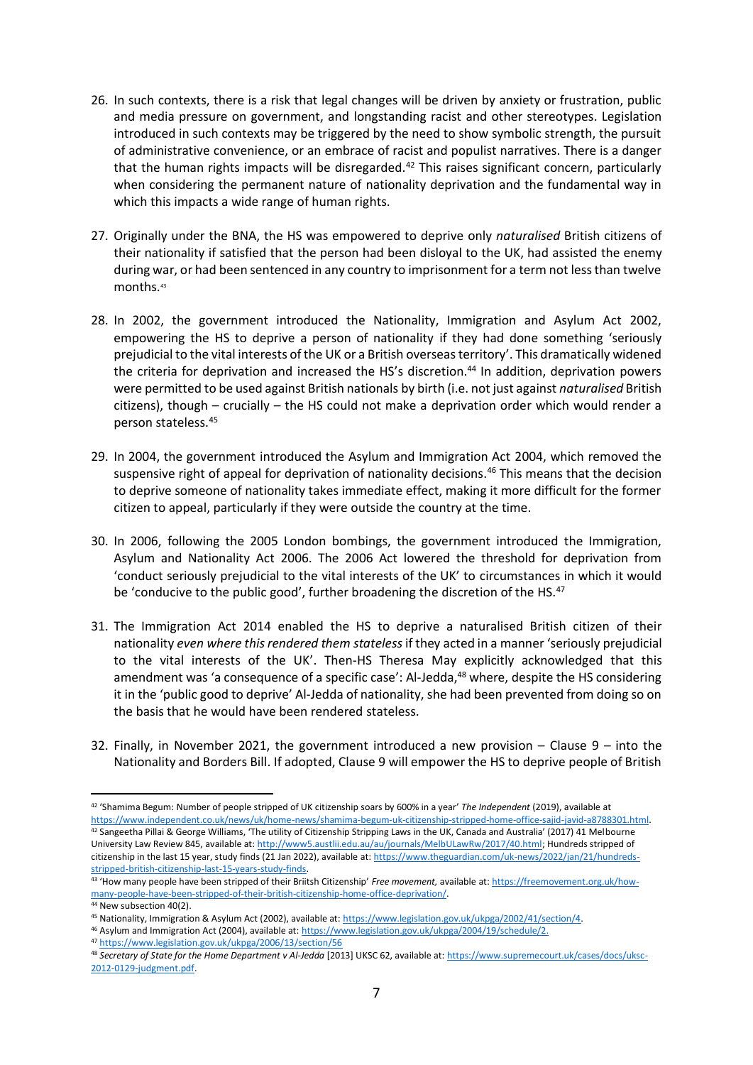26. In such contexts, there is a risk that legal changes will be driven by anxiety or frustration, public and media pressure on government, and longstanding racist and other stereotypes. Legislation introduced in such contexts may be triggered by the need to show symbolic strength, the pursuit of administrative convenience, or an embrace of racist and populist narratives. There is a danger that the human rights impacts will be disregarded.[42] This raises significant concern, particularly when considering the permanent nature of nationality deprivation and the fundamental way in which this impacts a wide range of human rights.

27. Originally under the BNA, the HS was empowered to deprive only *naturalised* British citizens of their nationality if satisfied that the person had been disloyal to the UK, had assisted the enemy during war, or had been sentenced in any country to imprisonment for a term not less than twelve months.[43]

28. In 2002, the government introduced the Nationality, Immigration and Asylum Act 2002, empowering the HS to deprive a person of nationality if they had done something 'seriously prejudicial to the vital interests of the UK or a British overseas territory'. This dramatically widened the criteria for deprivation and increased the HS's discretion.[44] In addition, deprivation powers were permitted to be used against British nationals by birth (i.e. not just against *naturalised* British citizens), though – crucially – the HS could not make a deprivation order which would render a person stateless.[45]

29. In 2004, the government introduced the Asylum and Immigration Act 2004, which removed the suspensive right of appeal for deprivation of nationality decisions.[46] This means that the decision to deprive someone of nationality takes immediate effect, making it more difficult for the former citizen to appeal, particularly if they were outside the country at the time.

30. In 2006, following the 2005 London bombings, the government introduced the Immigration, Asylum and Nationality Act 2006. The 2006 Act lowered the threshold for deprivation from 'conduct seriously prejudicial to the vital interests of the UK' to circumstances in which it would be 'conducive to the public good', further broadening the discretion of the HS.[47]

31. The Immigration Act 2014 enabled the HS to deprive a naturalised British citizen of their nationality *even where this rendered them stateless* if they acted in a manner 'seriously prejudicial to the vital interests of the UK'. Then-HS Theresa May explicitly acknowledged that this amendment was 'a consequence of a specific case': Al-Jedda,[48] where, despite the HS considering it in the 'public good to deprive' Al-Jedda of nationality, she had been prevented from doing so on the basis that he would have been rendered stateless.

32. Finally, in November 2021, the government introduced a new provision – Clause 9 – into the Nationality and Borders Bill. If adopted, Clause 9 will empower the HS to deprive people of British

---

[42] 'Shamima Begum: Number of people stripped of UK citizenship soars by 600% in a year' *The Independent* (2019), available at https://www.independent.co.uk/news/uk/home-news/shamima-begum-uk-citizenship-stripped-home-office-sajid-javid-a8788301.html.

[43] Sangeetha Pillai & George Williams, 'The utility of Citizenship Stripping Laws in the UK, Canada and Australia' (2017) 41 Melbourne University Law Review 845, available at: http://www5.austlii.edu.au/au/journals/MelbULawRw/2017/40.html; Hundreds stripped of citizenship in the last 15 year, study finds (21 Jan 2022), available at: https://www.theguardian.com/uk-news/2022/jan/21/hundreds-stripped-british-citizenship-last-15-years-study-finds.

[43] 'How many people have been stripped of their Briitsh Citizenship' *Free movement*, available at: https://freemovement.org.uk/how-many-people-have-been-stripped-of-their-british-citizenship-home-office-deprivation/.

[44] New subsection 40(2).

[45] Nationality, Immigration & Asylum Act (2002), available at: https://www.legislation.gov.uk/ukpga/2002/41/section/4.

[46] Asylum and Immigration Act (2004), available at: https://www.legislation.gov.uk/ukpga/2004/19/schedule/2.

[47] https://www.legislation.gov.uk/ukpga/2006/13/section/56

[48] *Secretary of State for the Home Department v Al-Jedda* [2013] UKSC 62, available at: https://www.supremecourt.uk/cases/docs/uksc-2012-0129-judgment.pdf.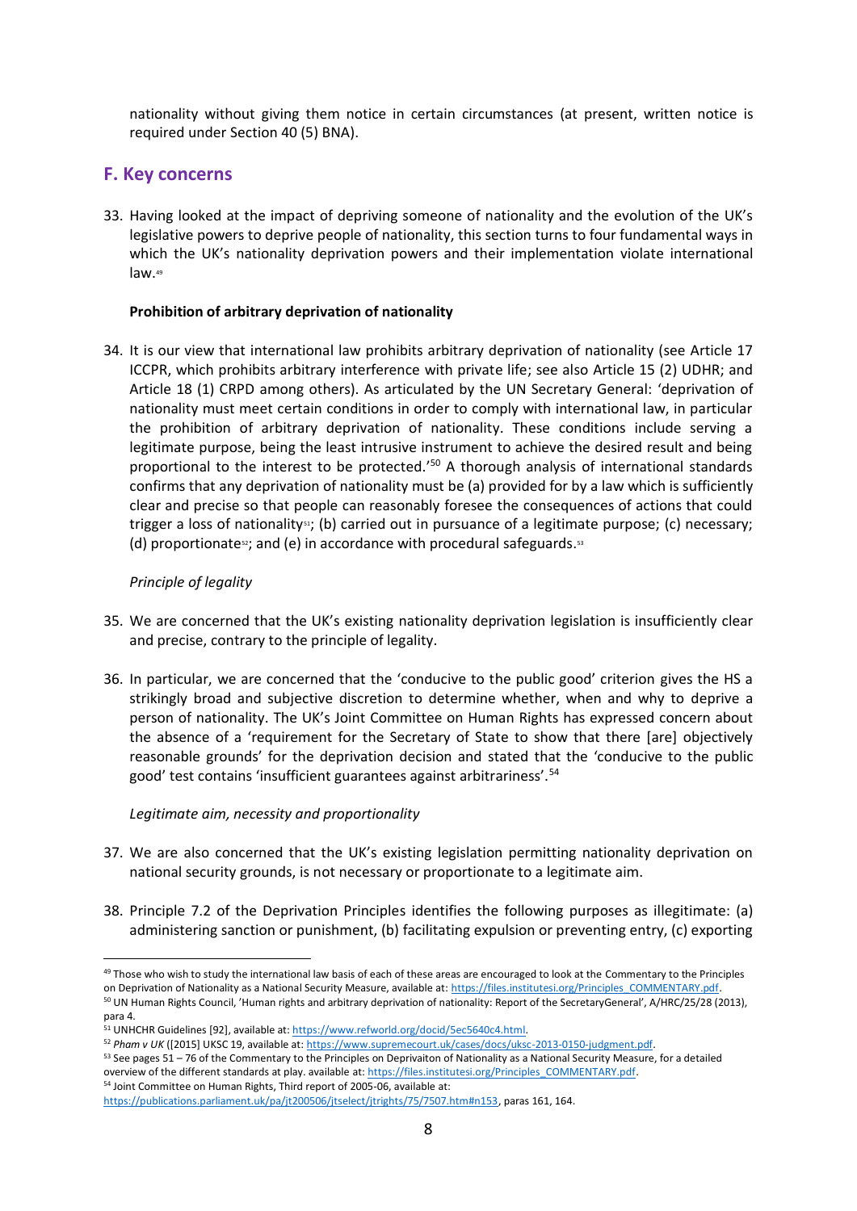nationality without giving them notice in certain circumstances (at present, written notice is required under Section 40 (5) BNA).

## F. Key concerns

33. Having looked at the impact of depriving someone of nationality and the evolution of the UK's legislative powers to deprive people of nationality, this section turns to four fundamental ways in which the UK's nationality deprivation powers and their implementation violate international law.[49]

**Prohibition of arbitrary deprivation of nationality**

34. It is our view that international law prohibits arbitrary deprivation of nationality (see Article 17 ICCPR, which prohibits arbitrary interference with private life; see also Article 15 (2) UDHR; and Article 18 (1) CRPD among others). As articulated by the UN Secretary General: 'deprivation of nationality must meet certain conditions in order to comply with international law, in particular the prohibition of arbitrary deprivation of nationality. These conditions include serving a legitimate purpose, being the least intrusive instrument to achieve the desired result and being proportional to the interest to be protected.'[50] A thorough analysis of international standards confirms that any deprivation of nationality must be (a) provided for by a law which is sufficiently clear and precise so that people can reasonably foresee the consequences of actions that could trigger a loss of nationality[51]; (b) carried out in pursuance of a legitimate purpose; (c) necessary; (d) proportionate[52]; and (e) in accordance with procedural safeguards.[53]

*Principle of legality*

35. We are concerned that the UK's existing nationality deprivation legislation is insufficiently clear and precise, contrary to the principle of legality.

36. In particular, we are concerned that the 'conducive to the public good' criterion gives the HS a strikingly broad and subjective discretion to determine whether, when and why to deprive a person of nationality. The UK's Joint Committee on Human Rights has expressed concern about the absence of a 'requirement for the Secretary of State to show that there [are] objectively reasonable grounds' for the deprivation decision and stated that the 'conducive to the public good' test contains 'insufficient guarantees against arbitrariness'.[54]

*Legitimate aim, necessity and proportionality*

37. We are also concerned that the UK's existing legislation permitting nationality deprivation on national security grounds, is not necessary or proportionate to a legitimate aim.

38. Principle 7.2 of the Deprivation Principles identifies the following purposes as illegitimate: (a) administering sanction or punishment, (b) facilitating expulsion or preventing entry, (c) exporting

---

[49] Those who wish to study the international law basis of each of these areas are encouraged to look at the Commentary to the Principles on Deprivation of Nationality as a National Security Measure, available at: https://files.institutesi.org/Principles_COMMENTARY.pdf.

[50] UN Human Rights Council, 'Human rights and arbitrary deprivation of nationality: Report of the SecretaryGeneral', A/HRC/25/28 (2013), para 4.

[51] UNHCHR Guidelines [92], available at: https://www.refworld.org/docid/5ec5640c4.html.

[52] *Pham v UK* ([2015] UKSC 19, available at: https://www.supremecourt.uk/cases/docs/uksc-2013-0150-judgment.pdf.

[53] See pages 51 – 76 of the Commentary to the Principles on Deprivaiton of Nationality as a National Security Measure, for a detailed overview of the different standards at play. available at: https://files.institutesi.org/Principles_COMMENTARY.pdf.

[54] Joint Committee on Human Rights, Third report of 2005-06, available at: https://publications.parliament.uk/pa/jt200506/jtselect/jtrights/75/7507.htm#n153, paras 161, 164.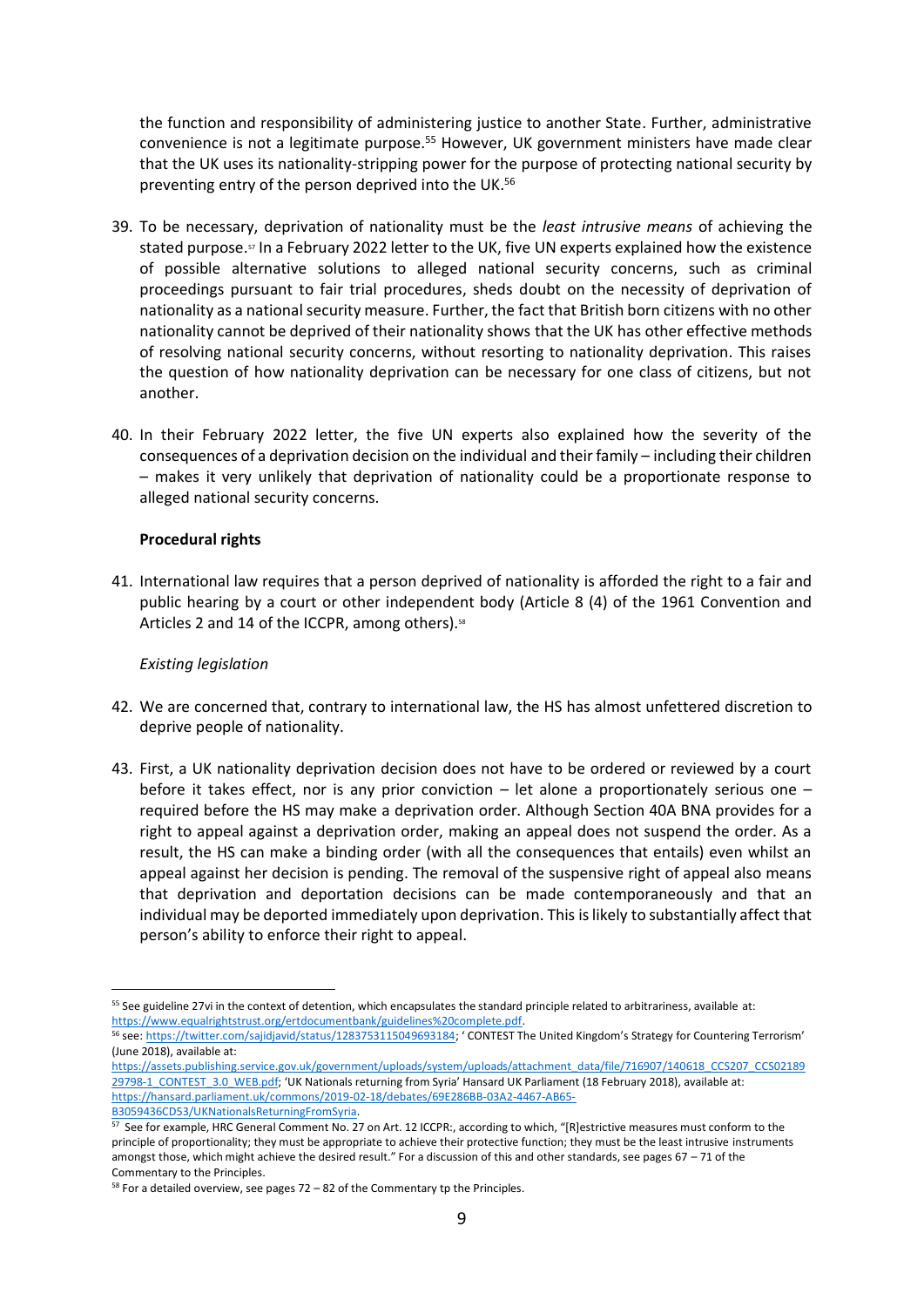the function and responsibility of administering justice to another State. Further, administrative convenience is not a legitimate purpose.[55] However, UK government ministers have made clear that the UK uses its nationality-stripping power for the purpose of protecting national security by preventing entry of the person deprived into the UK.[56]

39. To be necessary, deprivation of nationality must be the *least intrusive means* of achieving the stated purpose.[57] In a February 2022 letter to the UK, five UN experts explained how the existence of possible alternative solutions to alleged national security concerns, such as criminal proceedings pursuant to fair trial procedures, sheds doubt on the necessity of deprivation of nationality as a national security measure. Further, the fact that British born citizens with no other nationality cannot be deprived of their nationality shows that the UK has other effective methods of resolving national security concerns, without resorting to nationality deprivation. This raises the question of how nationality deprivation can be necessary for one class of citizens, but not another.

40. In their February 2022 letter, the five UN experts also explained how the severity of the consequences of a deprivation decision on the individual and their family – including their children – makes it very unlikely that deprivation of nationality could be a proportionate response to alleged national security concerns.

**Procedural rights**

41. International law requires that a person deprived of nationality is afforded the right to a fair and public hearing by a court or other independent body (Article 8 (4) of the 1961 Convention and Articles 2 and 14 of the ICCPR, among others).[58]

*Existing legislation*

42. We are concerned that, contrary to international law, the HS has almost unfettered discretion to deprive people of nationality.

43. First, a UK nationality deprivation decision does not have to be ordered or reviewed by a court before it takes effect, nor is any prior conviction – let alone a proportionately serious one – required before the HS may make a deprivation order. Although Section 40A BNA provides for a right to appeal against a deprivation order, making an appeal does not suspend the order. As a result, the HS can make a binding order (with all the consequences that entails) even whilst an appeal against her decision is pending. The removal of the suspensive right of appeal also means that deprivation and deportation decisions can be made contemporaneously and that an individual may be deported immediately upon deprivation. This is likely to substantially affect that person's ability to enforce their right to appeal.

---

[55] See guideline 27vi in the context of detention, which encapsulates the standard principle related to arbitrariness, available at: https://www.equalrightstrust.org/ertdocumentbank/guidelines%20complete.pdf.

[56] see: https://twitter.com/sajidjavid/status/1283753115049693184; ' CONTEST The United Kingdom's Strategy for Countering Terrorism' (June 2018), available at: https://assets.publishing.service.gov.uk/government/uploads/system/uploads/attachment_data/file/716907/140618_CCS207_CCS0218929798-1_CONTEST_3.0_WEB.pdf; 'UK Nationals returning from Syria' Hansard UK Parliament (18 February 2018), available at: https://hansard.parliament.uk/commons/2019-02-18/debates/69E286BB-03A2-4467-AB65-B3059436CD53/UKNationalsReturningFromSyria.

[57] See for example, HRC General Comment No. 27 on Art. 12 ICCPR:, according to which, "[R]estrictive measures must conform to the principle of proportionality; they must be appropriate to achieve their protective function; they must be the least intrusive instruments amongst those, which might achieve the desired result." For a discussion of this and other standards, see pages 67 – 71 of the Commentary to the Principles.

[58] For a detailed overview, see pages 72 – 82 of the Commentary tp the Principles.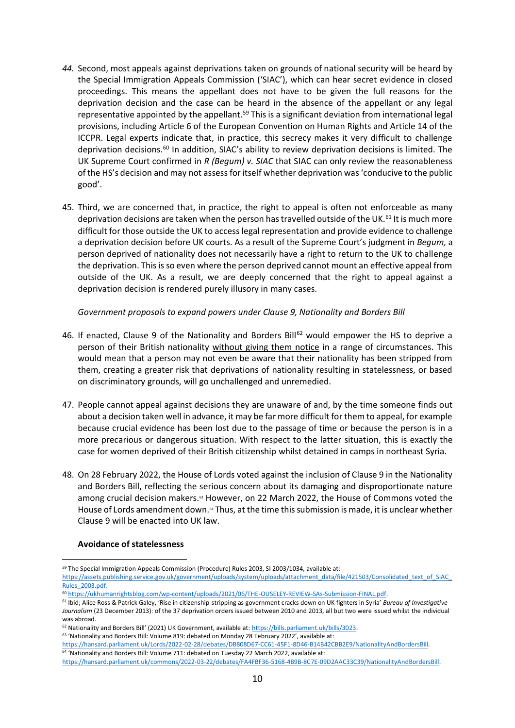44. Second, most appeals against deprivations taken on grounds of national security will be heard by the Special Immigration Appeals Commission ('SIAC'), which can hear secret evidence in closed proceedings. This means the appellant does not have to be given the full reasons for the deprivation decision and the case can be heard in the absence of the appellant or any legal representative appointed by the appellant.[59] This is a significant deviation from international legal provisions, including Article 6 of the European Convention on Human Rights and Article 14 of the ICCPR. Legal experts indicate that, in practice, this secrecy makes it very difficult to challenge deprivation decisions.[60] In addition, SIAC's ability to review deprivation decisions is limited. The UK Supreme Court confirmed in *R (Begum) v. SIAC* that SIAC can only review the reasonableness of the HS's decision and may not assess for itself whether deprivation was 'conducive to the public good'.

45. Third, we are concerned that, in practice, the right to appeal is often not enforceable as many deprivation decisions are taken when the person has travelled outside of the UK.[61] It is much more difficult for those outside the UK to access legal representation and provide evidence to challenge a deprivation decision before UK courts. As a result of the Supreme Court's judgment in *Begum,* a person deprived of nationality does not necessarily have a right to return to the UK to challenge the deprivation. This is so even where the person deprived cannot mount an effective appeal from outside of the UK. As a result, we are deeply concerned that the right to appeal against a deprivation decision is rendered purely illusory in many cases.

*Government proposals to expand powers under Clause 9, Nationality and Borders Bill*

46. If enacted, Clause 9 of the Nationality and Borders Bill[62] would empower the HS to deprive a person of their British nationality <u>without giving them notice</u> in a range of circumstances. This would mean that a person may not even be aware that their nationality has been stripped from them, creating a greater risk that deprivations of nationality resulting in statelessness, or based on discriminatory grounds, will go unchallenged and unremedied.

47. People cannot appeal against decisions they are unaware of and, by the time someone finds out about a decision taken well in advance, it may be far more difficult for them to appeal, for example because crucial evidence has been lost due to the passage of time or because the person is in a more precarious or dangerous situation. With respect to the latter situation, this is exactly the case for women deprived of their British citizenship whilst detained in camps in northeast Syria.

48. On 28 February 2022, the House of Lords voted against the inclusion of Clause 9 in the Nationality and Borders Bill, reflecting the serious concern about its damaging and disproportionate nature among crucial decision makers.[63] However, on 22 March 2022, the House of Commons voted the House of Lords amendment down.[64] Thus, at the time this submission is made, it is unclear whether Clause 9 will be enacted into UK law.

**Avoidance of statelessness**

---

[59] The Special Immigration Appeals Commission (Procedure) Rules 2003, SI 2003/1034, available at: https://assets.publishing.service.gov.uk/government/uploads/system/uploads/attachment_data/file/421503/Consolidated_text_of_SIAC_Rules_2003.pdf.

[60] https://ukhumanrightsblog.com/wp-content/uploads/2021/06/THE-OUSELEY-REVIEW-SAs-Submission-FINAL.pdf.

[61] Ibid; Alice Ross & Patrick Galey, 'Rise in citizenship-stripping as government cracks down on UK fighters in Syria' *Bureau of Investigative Journalism* (23 December 2013): of the 37 deprivation orders issued between 2010 and 2013, all but two were issued whilst the individual was abroad.

[62] Nationality and Borders Bill' (2021) UK Government, available at: https://bills.parliament.uk/bills/3023.

[63] 'Nationality and Borders Bill: Volume 819: debated on Monday 28 February 2022', available at: https://hansard.parliament.uk/Lords/2022-02-28/debates/DB808D67-CC61-45F1-8D46-B14B42CBB2E9/NationalityAndBordersBill.

[64] 'Nationality and Borders Bill: Volume 711: debated on Tuesday 22 March 2022, available at: https://hansard.parliament.uk/commons/2022-03-22/debates/FA4FBF36-5168-4B9B-8C7E-09D2AAC33C39/NationalityAndBordersBill.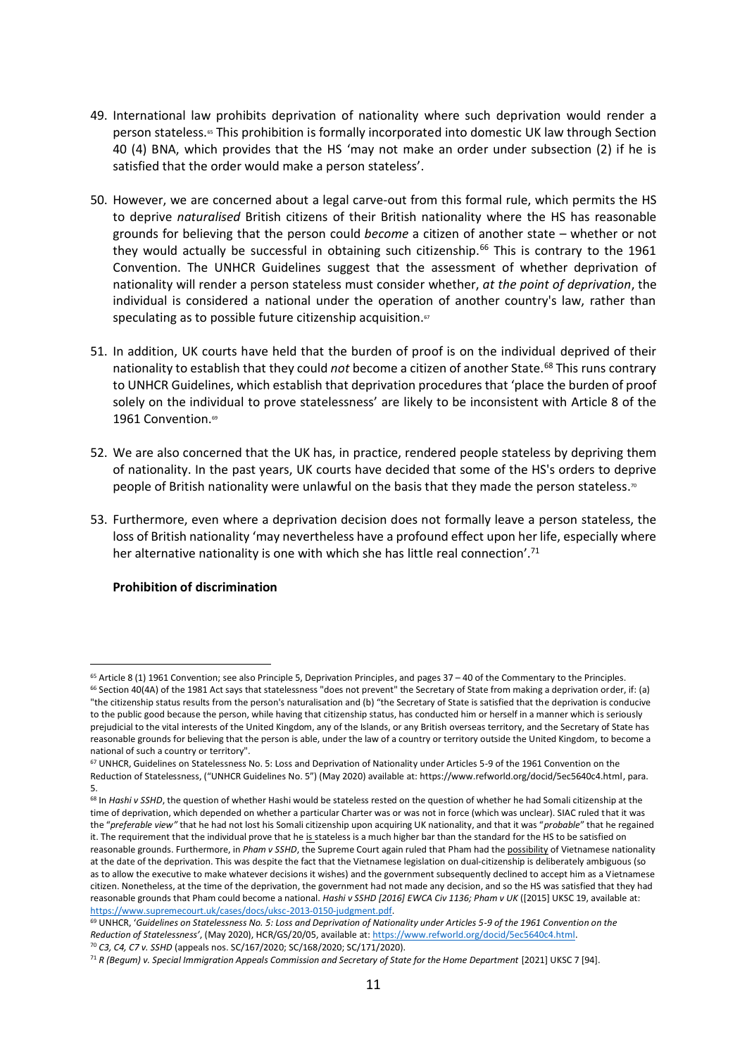49. International law prohibits deprivation of nationality where such deprivation would render a person stateless.[65] This prohibition is formally incorporated into domestic UK law through Section 40 (4) BNA, which provides that the HS 'may not make an order under subsection (2) if he is satisfied that the order would make a person stateless'.

50. However, we are concerned about a legal carve-out from this formal rule, which permits the HS to deprive *naturalised* British citizens of their British nationality where the HS has reasonable grounds for believing that the person could *become* a citizen of another state – whether or not they would actually be successful in obtaining such citizenship.[66] This is contrary to the 1961 Convention. The UNHCR Guidelines suggest that the assessment of whether deprivation of nationality will render a person stateless must consider whether, *at the point of deprivation*, the individual is considered a national under the operation of another country's law, rather than speculating as to possible future citizenship acquisition.[67]

51. In addition, UK courts have held that the burden of proof is on the individual deprived of their nationality to establish that they could *not* become a citizen of another State.[68] This runs contrary to UNHCR Guidelines, which establish that deprivation procedures that 'place the burden of proof solely on the individual to prove statelessness' are likely to be inconsistent with Article 8 of the 1961 Convention.[69]

52. We are also concerned that the UK has, in practice, rendered people stateless by depriving them of nationality. In the past years, UK courts have decided that some of the HS's orders to deprive people of British nationality were unlawful on the basis that they made the person stateless.[70]

53. Furthermore, even where a deprivation decision does not formally leave a person stateless, the loss of British nationality 'may nevertheless have a profound effect upon her life, especially where her alternative nationality is one with which she has little real connection'.[71]

**Prohibition of discrimination**

---

[65] Article 8 (1) 1961 Convention; see also Principle 5, Deprivation Principles, and pages 37 – 40 of the Commentary to the Principles.

[66] Section 40(4A) of the 1981 Act says that statelessness "does not prevent" the Secretary of State from making a deprivation order, if: (a) "the citizenship status results from the person's naturalisation and (b) "the Secretary of State is satisfied that the deprivation is conducive to the public good because the person, while having that citizenship status, has conducted him or herself in a manner which is seriously prejudicial to the vital interests of the United Kingdom, any of the Islands, or any British overseas territory, and the Secretary of State has reasonable grounds for believing that the person is able, under the law of a country or territory outside the United Kingdom, to become a national of such a country or territory".

[67] UNHCR, Guidelines on Statelessness No. 5: Loss and Deprivation of Nationality under Articles 5-9 of the 1961 Convention on the Reduction of Statelessness, ("UNHCR Guidelines No. 5") (May 2020) available at: https://www.refworld.org/docid/5ec5640c4.html, para. 5.

[68] In *Hashi v SSHD*, the question of whether Hashi would be stateless rested on the question of whether he had Somali citizenship at the time of deprivation, which depended on whether a particular Charter was or was not in force (which was unclear). SIAC ruled that it was the "*preferable view"* that he had not lost his Somali citizenship upon acquiring UK nationality, and that it was "*probable*" that he regained it. The requirement that the individual prove that he is stateless is a much higher bar than the standard for the HS to be satisfied on reasonable grounds. Furthermore, in *Pham v SSHD*, the Supreme Court again ruled that Pham had the possibility of Vietnamese nationality at the date of the deprivation. This was despite the fact that the Vietnamese legislation on dual-citizenship is deliberately ambiguous (so as to allow the executive to make whatever decisions it wishes) and the government subsequently declined to accept him as a Vietnamese citizen. Nonetheless, at the time of the deprivation, the government had not made any decision, and so the HS was satisfied that they had reasonable grounds that Pham could become a national. *Hashi v SSHD [2016] EWCA Civ 1136; Pham v UK* ([2015] UKSC 19, available at: https://www.supremecourt.uk/cases/docs/uksc-2013-0150-judgment.pdf.

[69] UNHCR, '*Guidelines on Statelessness No. 5: Loss and Deprivation of Nationality under Articles 5-9 of the 1961 Convention on the Reduction of Statelessness'*, (May 2020), HCR/GS/20/05, available at: https://www.refworld.org/docid/5ec5640c4.html.

[70] *C3, C4, C7 v. SSHD* (appeals nos. SC/167/2020; SC/168/2020; SC/171/2020).

[71] *R (Begum) v. Special Immigration Appeals Commission and Secretary of State for the Home Department* [2021] UKSC 7 [94].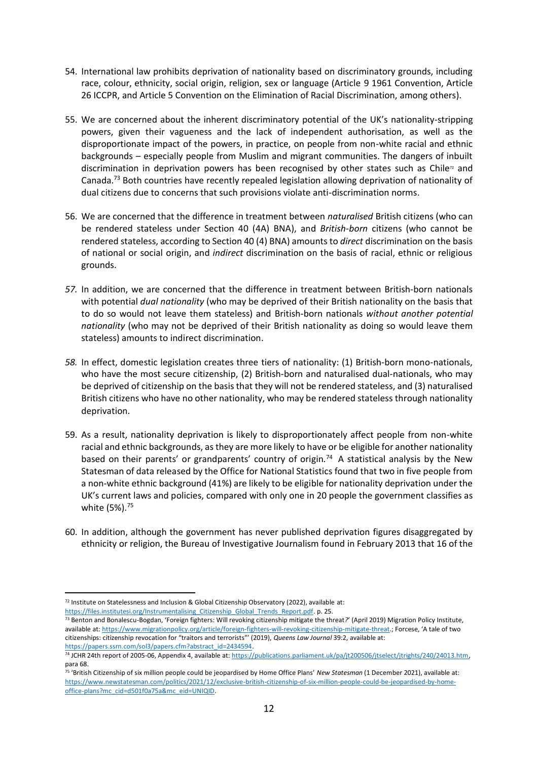54. International law prohibits deprivation of nationality based on discriminatory grounds, including race, colour, ethnicity, social origin, religion, sex or language (Article 9 1961 Convention, Article 26 ICCPR, and Article 5 Convention on the Elimination of Racial Discrimination, among others).

55. We are concerned about the inherent discriminatory potential of the UK's nationality-stripping powers, given their vagueness and the lack of independent authorisation, as well as the disproportionate impact of the powers, in practice, on people from non-white racial and ethnic backgrounds – especially people from Muslim and migrant communities. The dangers of inbuilt discrimination in deprivation powers has been recognised by other states such as Chile[72] and Canada.[73] Both countries have recently repealed legislation allowing deprivation of nationality of dual citizens due to concerns that such provisions violate anti-discrimination norms.

56. We are concerned that the difference in treatment between *naturalised* British citizens (who can be rendered stateless under Section 40 (4A) BNA), and *British-born* citizens (who cannot be rendered stateless, according to Section 40 (4) BNA) amounts to *direct* discrimination on the basis of national or social origin, and *indirect* discrimination on the basis of racial, ethnic or religious grounds.

*57.* In addition, we are concerned that the difference in treatment between British-born nationals with potential *dual nationality* (who may be deprived of their British nationality on the basis that to do so would not leave them stateless) and British-born nationals *without another potential nationality* (who may not be deprived of their British nationality as doing so would leave them stateless) amounts to indirect discrimination.

*58.* In effect, domestic legislation creates three tiers of nationality: (1) British-born mono-nationals, who have the most secure citizenship, (2) British-born and naturalised dual-nationals, who may be deprived of citizenship on the basis that they will not be rendered stateless, and (3) naturalised British citizens who have no other nationality, who may be rendered stateless through nationality deprivation.

59. As a result, nationality deprivation is likely to disproportionately affect people from non-white racial and ethnic backgrounds, as they are more likely to have or be eligible for another nationality based on their parents' or grandparents' country of origin.[74] A statistical analysis by the New Statesman of data released by the Office for National Statistics found that two in five people from a non-white ethnic background (41%) are likely to be eligible for nationality deprivation under the UK's current laws and policies, compared with only one in 20 people the government classifies as white (5%).[75]

60. In addition, although the government has never published deprivation figures disaggregated by ethnicity or religion, the Bureau of Investigative Journalism found in February 2013 that 16 of the

---

[72] Institute on Statelessness and Inclusion & Global Citizenship Observatory (2022), available at: https://files.institutesi.org/Instrumentalising_Citizenship_Global_Trends_Report.pdf. p. 25.

[73] Benton and Bonalescu-Bogdan, 'Foreign fighters: Will revoking citizenship mitigate the threat?' (April 2019) Migration Policy Institute, available at: https://www.migrationpolicy.org/article/foreign-fighters-will-revoking-citizenship-mitigate-threat.; Forcese, 'A tale of two citizenships: citizenship revocation for "traitors and terrorists"' (2019), *Queens Law Journal* 39:2, available at: https://papers.ssrn.com/sol3/papers.cfm?abstract_id=2434594.

[74] JCHR 24th report of 2005-06, Appendix 4, available at: https://publications.parliament.uk/pa/jt200506/jtselect/jtrights/240/24013.htm, para 68.

[75] 'British Citizenship of six million people could be jeopardised by Home Office Plans' *New Statesman* (1 December 2021), available at: https://www.newstatesman.com/politics/2021/12/exclusive-british-citizenship-of-six-million-people-could-be-jeopardised-by-home-office-plans?mc_cid=d501f0a75a&mc_eid=UNIQID.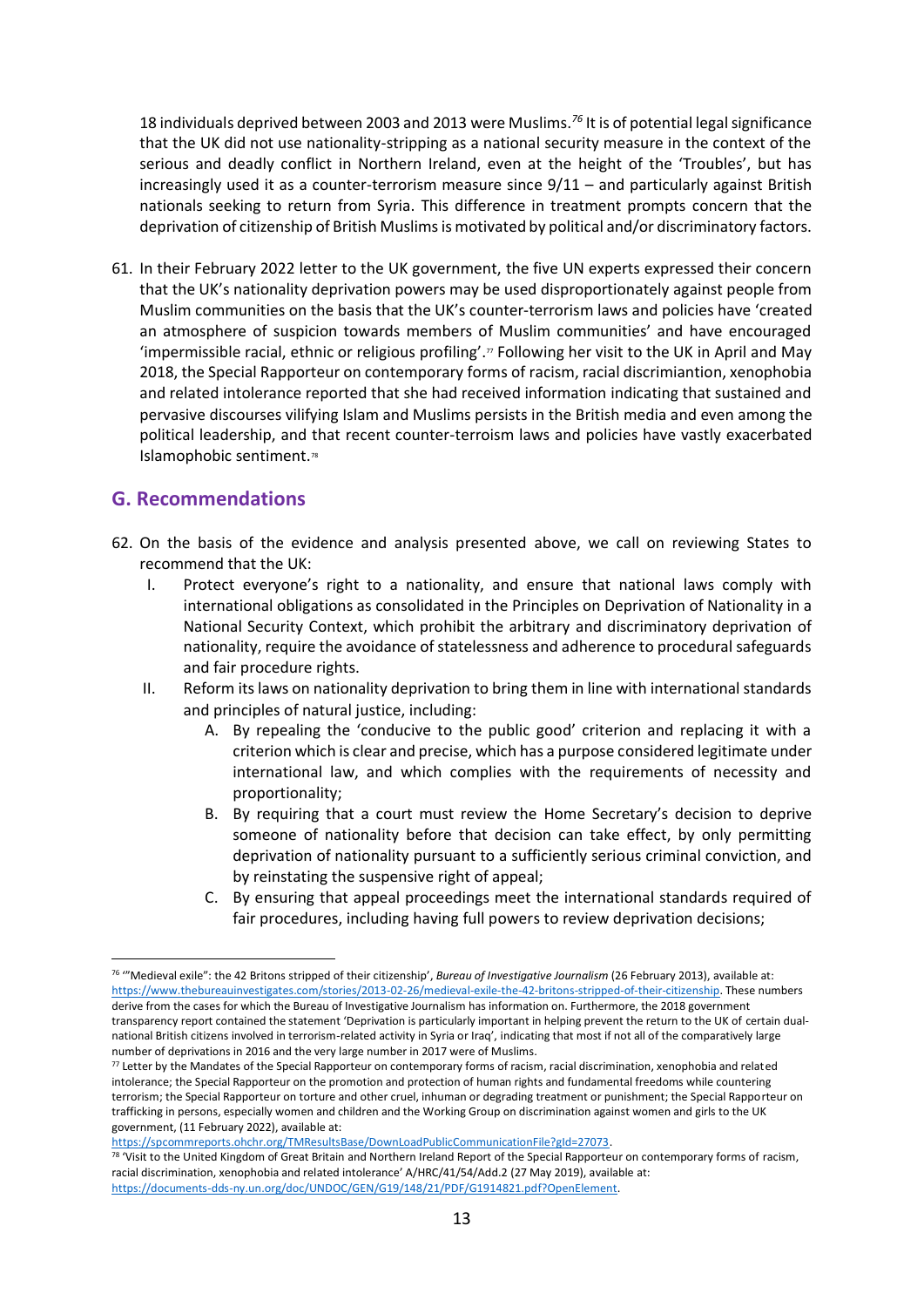18 individuals deprived between 2003 and 2013 were Muslims.[76] It is of potential legal significance that the UK did not use nationality-stripping as a national security measure in the context of the serious and deadly conflict in Northern Ireland, even at the height of the 'Troubles', but has increasingly used it as a counter-terrorism measure since 9/11 – and particularly against British nationals seeking to return from Syria. This difference in treatment prompts concern that the deprivation of citizenship of British Muslims is motivated by political and/or discriminatory factors.

61. In their February 2022 letter to the UK government, the five UN experts expressed their concern that the UK's nationality deprivation powers may be used disproportionately against people from Muslim communities on the basis that the UK's counter-terrorism laws and policies have 'created an atmosphere of suspicion towards members of Muslim communities' and have encouraged 'impermissible racial, ethnic or religious profiling'.[77] Following her visit to the UK in April and May 2018, the Special Rapporteur on contemporary forms of racism, racial discrimiantion, xenophobia and related intolerance reported that she had received information indicating that sustained and pervasive discourses vilifying Islam and Muslims persists in the British media and even among the political leadership, and that recent counter-terroism laws and policies have vastly exacerbated Islamophobic sentiment.[78]

## G. Recommendations

62. On the basis of the evidence and analysis presented above, we call on reviewing States to recommend that the UK:
    I. Protect everyone's right to a nationality, and ensure that national laws comply with international obligations as consolidated in the Principles on Deprivation of Nationality in a National Security Context, which prohibit the arbitrary and discriminatory deprivation of nationality, require the avoidance of statelessness and adherence to procedural safeguards and fair procedure rights.
    II. Reform its laws on nationality deprivation to bring them in line with international standards and principles of natural justice, including:
        A. By repealing the 'conducive to the public good' criterion and replacing it with a criterion which is clear and precise, which has a purpose considered legitimate under international law, and which complies with the requirements of necessity and proportionality;
        B. By requiring that a court must review the Home Secretary's decision to deprive someone of nationality before that decision can take effect, by only permitting deprivation of nationality pursuant to a sufficiently serious criminal conviction, and by reinstating the suspensive right of appeal;
        C. By ensuring that appeal proceedings meet the international standards required of fair procedures, including having full powers to review deprivation decisions;

---

[76] '"Medieval exile": the 42 Britons stripped of their citizenship', *Bureau of Investigative Journalism* (26 February 2013), available at: https://www.thebureauinvestigates.com/stories/2013-02-26/medieval-exile-the-42-britons-stripped-of-their-citizenship. These numbers derive from the cases for which the Bureau of Investigative Journalism has information on. Furthermore, the 2018 government transparency report contained the statement 'Deprivation is particularly important in helping prevent the return to the UK of certain dual-national British citizens involved in terrorism-related activity in Syria or Iraq', indicating that most if not all of the comparatively large number of deprivations in 2016 and the very large number in 2017 were of Muslims.

[77] Letter by the Mandates of the Special Rapporteur on contemporary forms of racism, racial discrimination, xenophobia and related intolerance; the Special Rapporteur on the promotion and protection of human rights and fundamental freedoms while countering terrorism; the Special Rapporteur on torture and other cruel, inhuman or degrading treatment or punishment; the Special Rapporteur on trafficking in persons, especially women and children and the Working Group on discrimination against women and girls to the UK government, (11 February 2022), available at: https://spcommreports.ohchr.org/TMResultsBase/DownLoadPublicCommunicationFile?gId=27073.

[78] 'Visit to the United Kingdom of Great Britain and Northern Ireland Report of the Special Rapporteur on contemporary forms of racism, racial discrimination, xenophobia and related intolerance' A/HRC/41/54/Add.2 (27 May 2019), available at: https://documents-dds-ny.un.org/doc/UNDOC/GEN/G19/148/21/PDF/G1914821.pdf?OpenElement.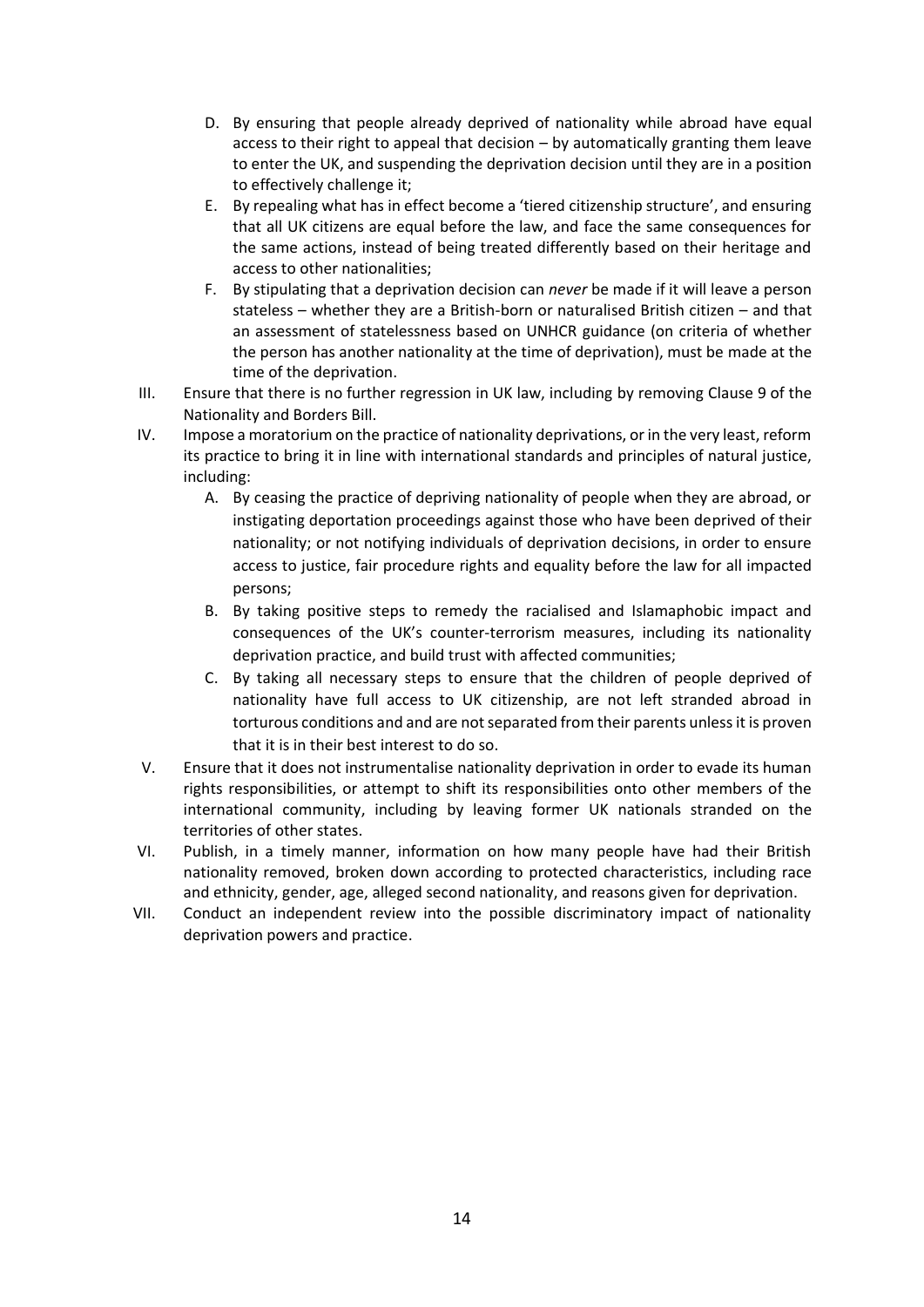D. By ensuring that people already deprived of nationality while abroad have equal access to their right to appeal that decision – by automatically granting them leave to enter the UK, and suspending the deprivation decision until they are in a position to effectively challenge it;

E. By repealing what has in effect become a 'tiered citizenship structure', and ensuring that all UK citizens are equal before the law, and face the same consequences for the same actions, instead of being treated differently based on their heritage and access to other nationalities;

F. By stipulating that a deprivation decision can *never* be made if it will leave a person stateless – whether they are a British-born or naturalised British citizen – and that an assessment of statelessness based on UNHCR guidance (on criteria of whether the person has another nationality at the time of deprivation), must be made at the time of the deprivation.

III. Ensure that there is no further regression in UK law, including by removing Clause 9 of the Nationality and Borders Bill.

IV. Impose a moratorium on the practice of nationality deprivations, or in the very least, reform its practice to bring it in line with international standards and principles of natural justice, including:

A. By ceasing the practice of depriving nationality of people when they are abroad, or instigating deportation proceedings against those who have been deprived of their nationality; or not notifying individuals of deprivation decisions, in order to ensure access to justice, fair procedure rights and equality before the law for all impacted persons;

B. By taking positive steps to remedy the racialised and Islamaphobic impact and consequences of the UK's counter-terrorism measures, including its nationality deprivation practice, and build trust with affected communities;

C. By taking all necessary steps to ensure that the children of people deprived of nationality have full access to UK citizenship, are not left stranded abroad in torturous conditions and and are not separated from their parents unless it is proven that it is in their best interest to do so.

V. Ensure that it does not instrumentalise nationality deprivation in order to evade its human rights responsibilities, or attempt to shift its responsibilities onto other members of the international community, including by leaving former UK nationals stranded on the territories of other states.

VI. Publish, in a timely manner, information on how many people have had their British nationality removed, broken down according to protected characteristics, including race and ethnicity, gender, age, alleged second nationality, and reasons given for deprivation.

VII. Conduct an independent review into the possible discriminatory impact of nationality deprivation powers and practice.